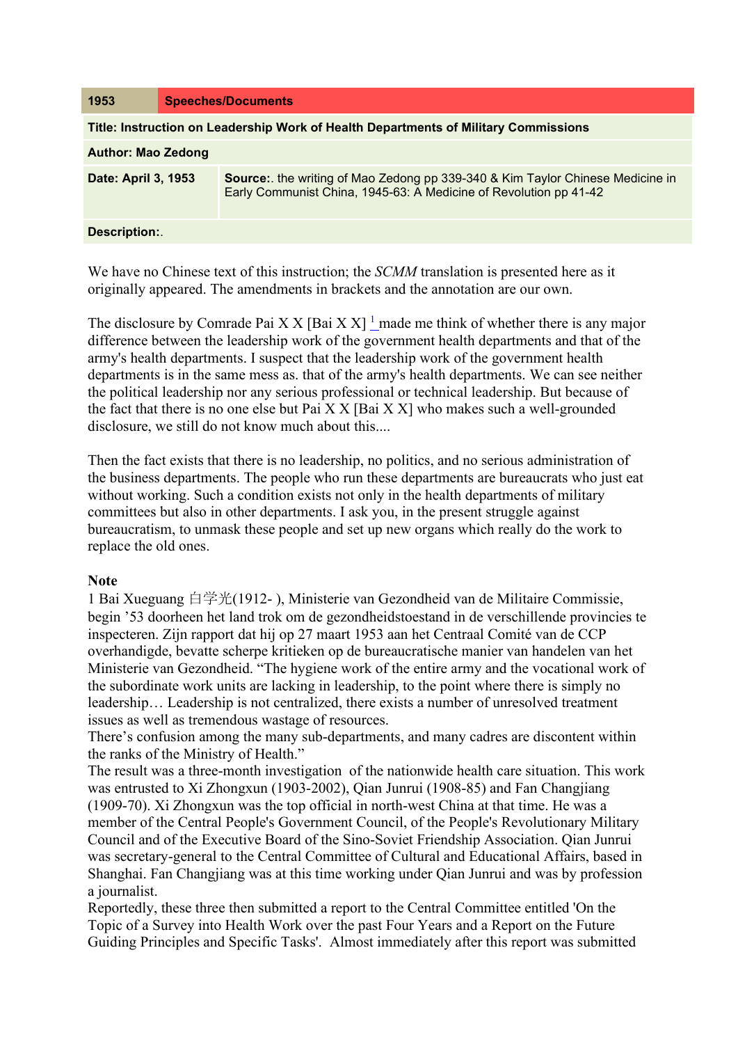| 1953 | Speeches/Documents |
|---|---|
| **Title: Instruction on Leadership Work of Health Departments of Military Commissions** | |
| **Author: Mao Zedong** | |
| **Date: April 3, 1953** | **Source:**. the writing of Mao Zedong pp 339-340 & Kim Taylor Chinese Medicine in Early Communist China, 1945-63: A Medicine of Revolution pp 41-42 |
| **Description:**. | |

We have no Chinese text of this instruction; the *SCMM* translation is presented here as it originally appeared. The amendments in brackets and the annotation are our own.

The disclosure by Comrade Pai X X [Bai X X] [1] made me think of whether there is any major difference between the leadership work of the government health departments and that of the army's health departments. I suspect that the leadership work of the government health departments is in the same mess as. that of the army's health departments. We can see neither the political leadership nor any serious professional or technical leadership. But because of the fact that there is no one else but Pai X X [Bai X X] who makes such a well-grounded disclosure, we still do not know much about this....

Then the fact exists that there is no leadership, no politics, and no serious administration of the business departments. The people who run these departments are bureaucrats who just eat without working. Such a condition exists not only in the health departments of military committees but also in other departments. I ask you, in the present struggle against bureaucratism, to unmask these people and set up new organs which really do the work to replace the old ones.

**Note**

1 Bai Xueguang 白学光(1912- ), Ministerie van Gezondheid van de Militaire Commissie, begin '53 doorheen het land trok om de gezondheidstoestand in de verschillende provincies te inspecteren. Zijn rapport dat hij op 27 maart 1953 aan het Centraal Comité van de CCP overhandigde, bevatte scherpe kritieken op de bureaucratische manier van handelen van het Ministerie van Gezondheid. "The hygiene work of the entire army and the vocational work of the subordinate work units are lacking in leadership, to the point where there is simply no leadership… Leadership is not centralized, there exists a number of unresolved treatment issues as well as tremendous wastage of resources.
There's confusion among the many sub-departments, and many cadres are discontent within the ranks of the Ministry of Health."
The result was a three-month investigation of the nationwide health care situation. This work was entrusted to Xi Zhongxun (1903-2002), Qian Junrui (1908-85) and Fan Changjiang (1909-70). Xi Zhongxun was the top official in north-west China at that time. He was a member of the Central People's Government Council, of the People's Revolutionary Military Council and of the Executive Board of the Sino-Soviet Friendship Association. Qian Junrui was secretary-general to the Central Committee of Cultural and Educational Affairs, based in Shanghai. Fan Changjiang was at this time working under Qian Junrui and was by profession a journalist.
Reportedly, these three then submitted a report to the Central Committee entitled 'On the Topic of a Survey into Health Work over the past Four Years and a Report on the Future Guiding Principles and Specific Tasks'. Almost immediately after this report was submitted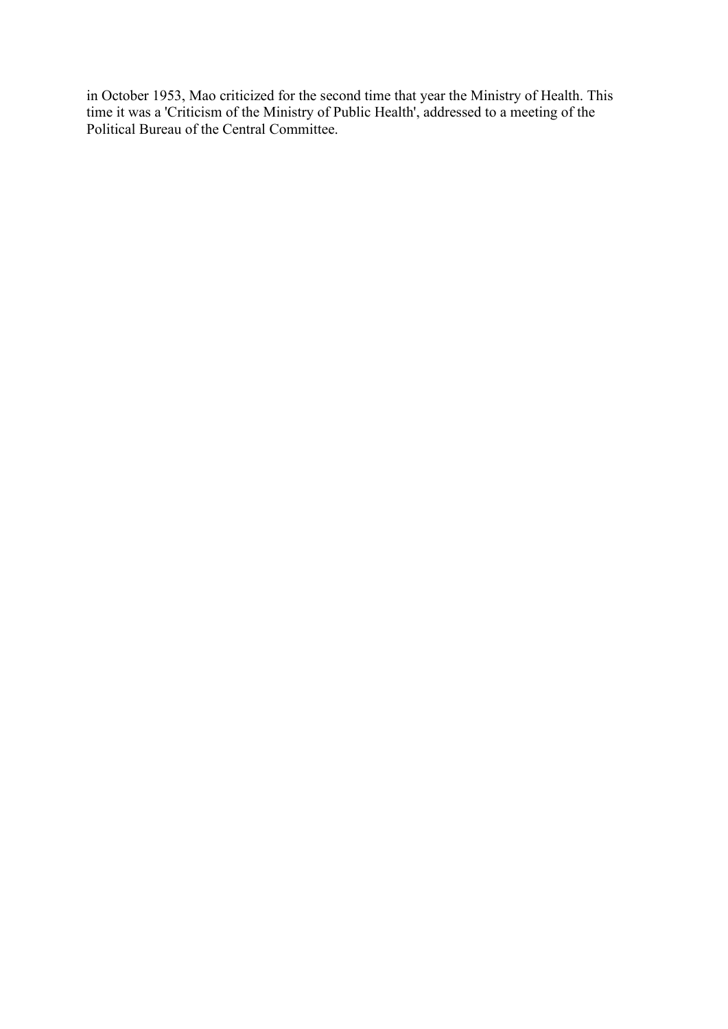in October 1953, Mao criticized for the second time that year the Ministry of Health. This time it was a 'Criticism of the Ministry of Public Health', addressed to a meeting of the Political Bureau of the Central Committee.